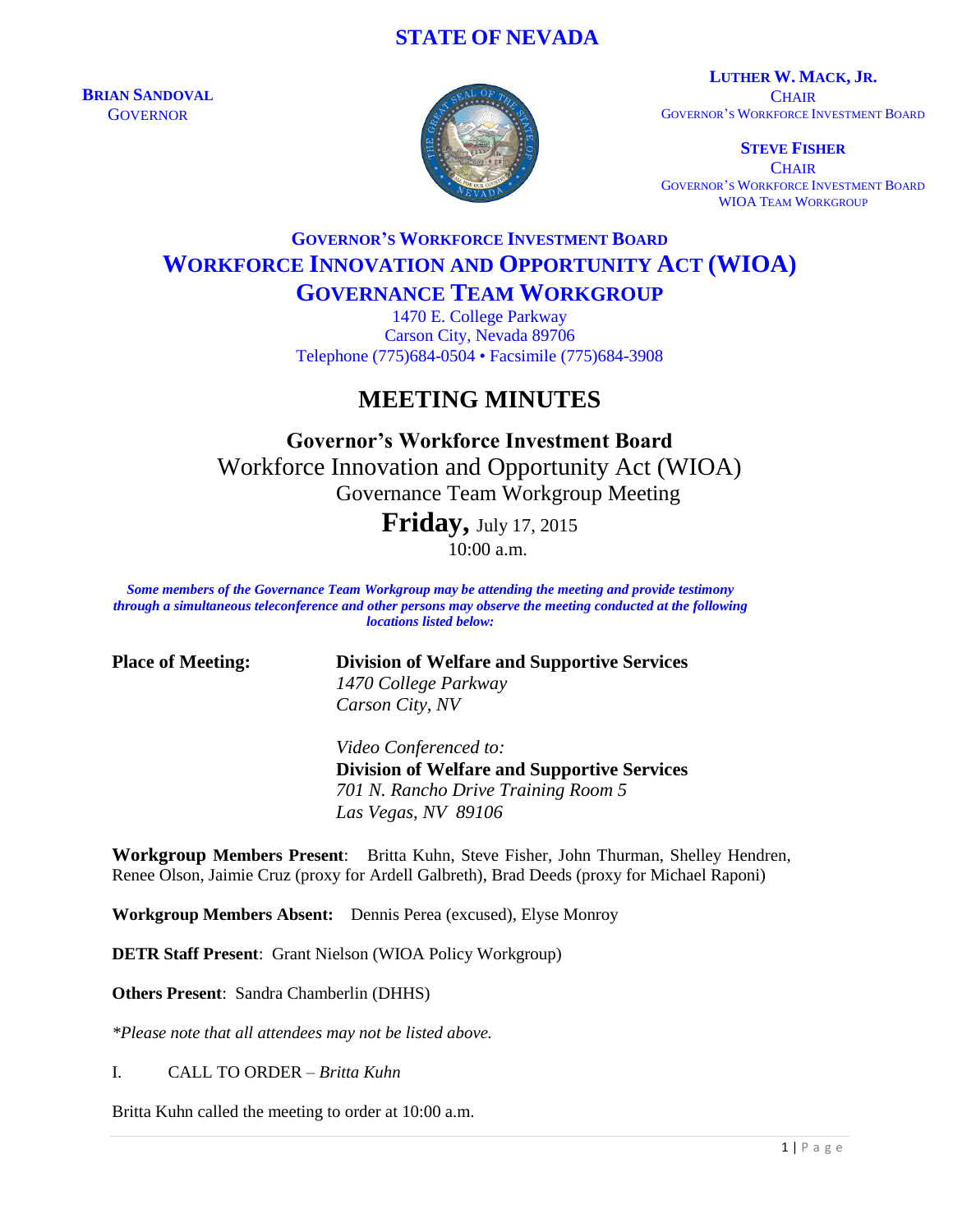# STATE OF NEVADA

**BRIAN SANDOVAL**
GOVERNOR

**LUTHER W. MACK, JR.**
CHAIR
GOVERNOR'S WORKFORCE INVESTMENT BOARD

**STEVE FISHER**
CHAIR
GOVERNOR'S WORKFORCE INVESTMENT BOARD
WIOA TEAM WORKGROUP

## GOVERNOR'S WORKFORCE INVESTMENT BOARD
## WORKFORCE INNOVATION AND OPPORTUNITY ACT (WIOA)
## GOVERNANCE TEAM WORKGROUP

1470 E. College Parkway
Carson City, Nevada 89706
Telephone (775)684-0504 • Facsimile (775)684-3908

# MEETING MINUTES

**Governor's Workforce Investment Board**
Workforce Innovation and Opportunity Act (WIOA)
Governance Team Workgroup Meeting
**Friday,** July 17, 2015
10:00 a.m.

***Some members of the Governance Team Workgroup may be attending the meeting and provide testimony through a simultaneous teleconference and other persons may observe the meeting conducted at the following locations listed below:***

**Place of Meeting:** **Division of Welfare and Supportive Services**
*1470 College Parkway*
*Carson City, NV*

*Video Conferenced to:*
**Division of Welfare and Supportive Services**
*701 N. Rancho Drive Training Room 5*
*Las Vegas, NV 89106*

**Workgroup Members Present**: Britta Kuhn, Steve Fisher, John Thurman, Shelley Hendren, Renee Olson, Jaimie Cruz (proxy for Ardell Galbreth), Brad Deeds (proxy for Michael Raponi)

**Workgroup Members Absent:** Dennis Perea (excused), Elyse Monroy

**DETR Staff Present**: Grant Nielson (WIOA Policy Workgroup)

**Others Present**: Sandra Chamberlin (DHHS)

*\*Please note that all attendees may not be listed above.*

I. CALL TO ORDER – *Britta Kuhn*

Britta Kuhn called the meeting to order at 10:00 a.m.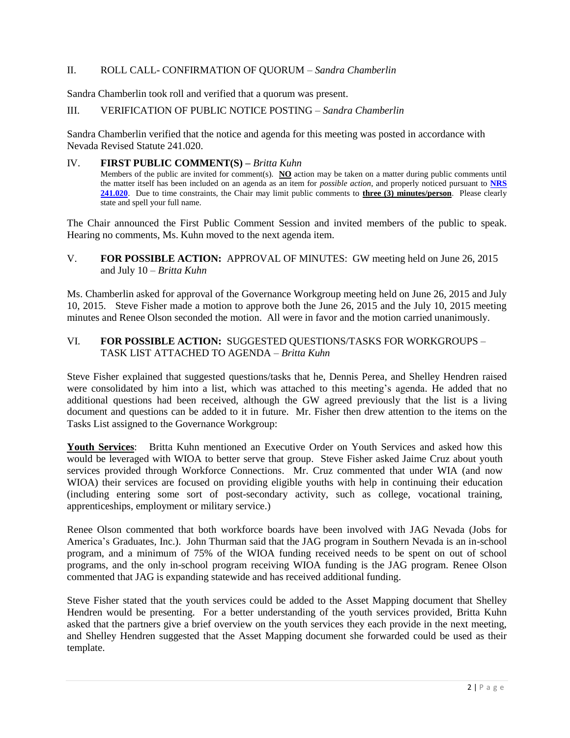II. ROLL CALL- CONFIRMATION OF QUORUM – *Sandra Chamberlin*

Sandra Chamberlin took roll and verified that a quorum was present.

III. VERIFICATION OF PUBLIC NOTICE POSTING – *Sandra Chamberlin*

Sandra Chamberlin verified that the notice and agenda for this meeting was posted in accordance with Nevada Revised Statute 241.020.

IV. **FIRST PUBLIC COMMENT(S) –** *Britta Kuhn*

Members of the public are invited for comment(s). **NO** action may be taken on a matter during public comments until the matter itself has been included on an agenda as an item for *possible action*, and properly noticed pursuant to **NRS 241.020**. Due to time constraints, the Chair may limit public comments to **three (3) minutes/person**. Please clearly state and spell your full name.

The Chair announced the First Public Comment Session and invited members of the public to speak. Hearing no comments, Ms. Kuhn moved to the next agenda item.

V. **FOR POSSIBLE ACTION:** APPROVAL OF MINUTES: GW meeting held on June 26, 2015 and July 10 – *Britta Kuhn*

Ms. Chamberlin asked for approval of the Governance Workgroup meeting held on June 26, 2015 and July 10, 2015. Steve Fisher made a motion to approve both the June 26, 2015 and the July 10, 2015 meeting minutes and Renee Olson seconded the motion. All were in favor and the motion carried unanimously.

VI. **FOR POSSIBLE ACTION:** SUGGESTED QUESTIONS/TASKS FOR WORKGROUPS – TASK LIST ATTACHED TO AGENDA – *Britta Kuhn*

Steve Fisher explained that suggested questions/tasks that he, Dennis Perea, and Shelley Hendren raised were consolidated by him into a list, which was attached to this meeting's agenda. He added that no additional questions had been received, although the GW agreed previously that the list is a living document and questions can be added to it in future. Mr. Fisher then drew attention to the items on the Tasks List assigned to the Governance Workgroup:

**Youth Services**: Britta Kuhn mentioned an Executive Order on Youth Services and asked how this would be leveraged with WIOA to better serve that group. Steve Fisher asked Jaime Cruz about youth services provided through Workforce Connections. Mr. Cruz commented that under WIA (and now WIOA) their services are focused on providing eligible youths with help in continuing their education (including entering some sort of post-secondary activity, such as college, vocational training, apprenticeships, employment or military service.)

Renee Olson commented that both workforce boards have been involved with JAG Nevada (Jobs for America's Graduates, Inc.). John Thurman said that the JAG program in Southern Nevada is an in-school program, and a minimum of 75% of the WIOA funding received needs to be spent on out of school programs, and the only in-school program receiving WIOA funding is the JAG program. Renee Olson commented that JAG is expanding statewide and has received additional funding.

Steve Fisher stated that the youth services could be added to the Asset Mapping document that Shelley Hendren would be presenting. For a better understanding of the youth services provided, Britta Kuhn asked that the partners give a brief overview on the youth services they each provide in the next meeting, and Shelley Hendren suggested that the Asset Mapping document she forwarded could be used as their template.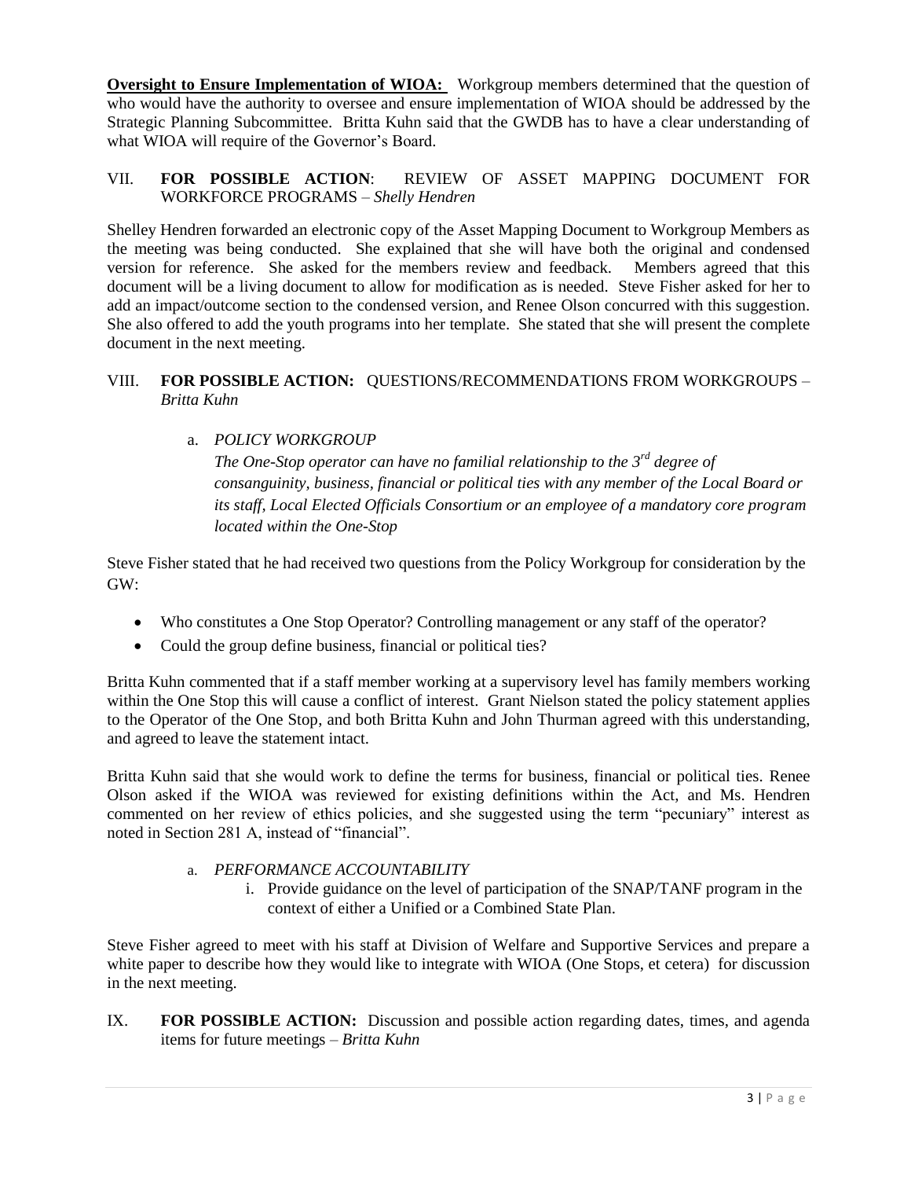**Oversight to Ensure Implementation of WIOA:** Workgroup members determined that the question of who would have the authority to oversee and ensure implementation of WIOA should be addressed by the Strategic Planning Subcommittee. Britta Kuhn said that the GWDB has to have a clear understanding of what WIOA will require of the Governor's Board.

VII. **FOR POSSIBLE ACTION**: REVIEW OF ASSET MAPPING DOCUMENT FOR WORKFORCE PROGRAMS – *Shelly Hendren*

Shelley Hendren forwarded an electronic copy of the Asset Mapping Document to Workgroup Members as the meeting was being conducted. She explained that she will have both the original and condensed version for reference. She asked for the members review and feedback. Members agreed that this document will be a living document to allow for modification as is needed. Steve Fisher asked for her to add an impact/outcome section to the condensed version, and Renee Olson concurred with this suggestion. She also offered to add the youth programs into her template. She stated that she will present the complete document in the next meeting.

VIII. **FOR POSSIBLE ACTION:** QUESTIONS/RECOMMENDATIONS FROM WORKGROUPS – *Britta Kuhn*

a. *POLICY WORKGROUP*
*The One-Stop operator can have no familial relationship to the 3rd degree of consanguinity, business, financial or political ties with any member of the Local Board or its staff, Local Elected Officials Consortium or an employee of a mandatory core program located within the One-Stop*

Steve Fisher stated that he had received two questions from the Policy Workgroup for consideration by the GW:

- Who constitutes a One Stop Operator? Controlling management or any staff of the operator?
- Could the group define business, financial or political ties?

Britta Kuhn commented that if a staff member working at a supervisory level has family members working within the One Stop this will cause a conflict of interest. Grant Nielson stated the policy statement applies to the Operator of the One Stop, and both Britta Kuhn and John Thurman agreed with this understanding, and agreed to leave the statement intact.

Britta Kuhn said that she would work to define the terms for business, financial or political ties. Renee Olson asked if the WIOA was reviewed for existing definitions within the Act, and Ms. Hendren commented on her review of ethics policies, and she suggested using the term "pecuniary" interest as noted in Section 281 A, instead of "financial".

a. *PERFORMANCE ACCOUNTABILITY*
   i. Provide guidance on the level of participation of the SNAP/TANF program in the context of either a Unified or a Combined State Plan.

Steve Fisher agreed to meet with his staff at Division of Welfare and Supportive Services and prepare a white paper to describe how they would like to integrate with WIOA (One Stops, et cetera) for discussion in the next meeting.

IX. **FOR POSSIBLE ACTION:** Discussion and possible action regarding dates, times, and agenda items for future meetings – *Britta Kuhn*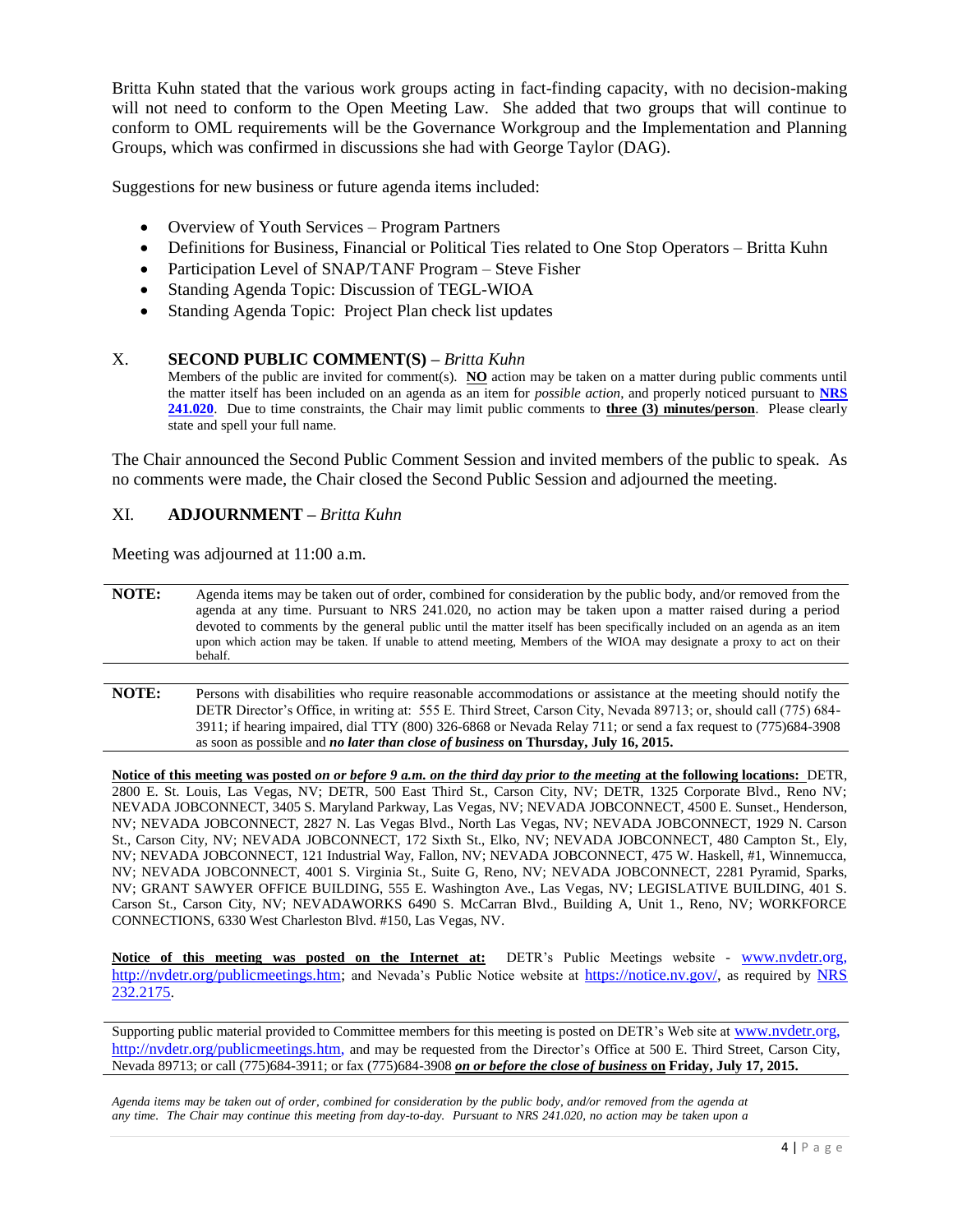Britta Kuhn stated that the various work groups acting in fact-finding capacity, with no decision-making will not need to conform to the Open Meeting Law. She added that two groups that will continue to conform to OML requirements will be the Governance Workgroup and the Implementation and Planning Groups, which was confirmed in discussions she had with George Taylor (DAG).

Suggestions for new business or future agenda items included:

- Overview of Youth Services – Program Partners
- Definitions for Business, Financial or Political Ties related to One Stop Operators – Britta Kuhn
- Participation Level of SNAP/TANF Program – Steve Fisher
- Standing Agenda Topic: Discussion of TEGL-WIOA
- Standing Agenda Topic: Project Plan check list updates

## X. SECOND PUBLIC COMMENT(S) – *Britta Kuhn*

Members of the public are invited for comment(s). **NO** action may be taken on a matter during public comments until the matter itself has been included on an agenda as an item for *possible action*, and properly noticed pursuant to **NRS 241.020**. Due to time constraints, the Chair may limit public comments to **three (3) minutes/person**. Please clearly state and spell your full name.

The Chair announced the Second Public Comment Session and invited members of the public to speak. As no comments were made, the Chair closed the Second Public Session and adjourned the meeting.

## XI. ADJOURNMENT – *Britta Kuhn*

Meeting was adjourned at 11:00 a.m.

**NOTE:** Agenda items may be taken out of order, combined for consideration by the public body, and/or removed from the agenda at any time. Pursuant to NRS 241.020, no action may be taken upon a matter raised during a period devoted to comments by the general public until the matter itself has been specifically included on an agenda as an item upon which action may be taken. If unable to attend meeting, Members of the WIOA may designate a proxy to act on their behalf.

**NOTE:** Persons with disabilities who require reasonable accommodations or assistance at the meeting should notify the DETR Director's Office, in writing at: 555 E. Third Street, Carson City, Nevada 89713; or, should call (775) 684-3911; if hearing impaired, dial TTY (800) 326-6868 or Nevada Relay 711; or send a fax request to (775)684-3908 as soon as possible and ***no later than close of business*** **on Thursday, July 16, 2015.**

**Notice of this meeting was posted *on or before 9 a.m. on the third day prior to the meeting* at the following locations:** DETR, 2800 E. St. Louis, Las Vegas, NV; DETR, 500 East Third St., Carson City, NV; DETR, 1325 Corporate Blvd., Reno NV; NEVADA JOBCONNECT, 3405 S. Maryland Parkway, Las Vegas, NV; NEVADA JOBCONNECT, 4500 E. Sunset., Henderson, NV; NEVADA JOBCONNECT, 2827 N. Las Vegas Blvd., North Las Vegas, NV; NEVADA JOBCONNECT, 1929 N. Carson St., Carson City, NV; NEVADA JOBCONNECT, 172 Sixth St., Elko, NV; NEVADA JOBCONNECT, 480 Campton St., Ely, NV; NEVADA JOBCONNECT, 121 Industrial Way, Fallon, NV; NEVADA JOBCONNECT, 475 W. Haskell, #1, Winnemucca, NV; NEVADA JOBCONNECT, 4001 S. Virginia St., Suite G, Reno, NV; NEVADA JOBCONNECT, 2281 Pyramid, Sparks, NV; GRANT SAWYER OFFICE BUILDING, 555 E. Washington Ave., Las Vegas, NV; LEGISLATIVE BUILDING, 401 S. Carson St., Carson City, NV; NEVADAWORKS 6490 S. McCarran Blvd., Building A, Unit 1., Reno, NV; WORKFORCE CONNECTIONS, 6330 West Charleston Blvd. #150, Las Vegas, NV.

**Notice of this meeting was posted on the Internet at:** DETR's Public Meetings website - www.nvdetr.org, http://nvdetr.org/publicmeetings.htm; and Nevada's Public Notice website at https://notice.nv.gov/, as required by NRS 232.2175.

Supporting public material provided to Committee members for this meeting is posted on DETR's Web site at www.nvdetr.org, http://nvdetr.org/publicmeetings.htm, and may be requested from the Director's Office at 500 E. Third Street, Carson City, Nevada 89713; or call (775)684-3911; or fax (775)684-3908 ***on or before the close of business*** **on Friday, July 17, 2015.**

*Agenda items may be taken out of order, combined for consideration by the public body, and/or removed from the agenda at any time. The Chair may continue this meeting from day-to-day. Pursuant to NRS 241.020, no action may be taken upon a*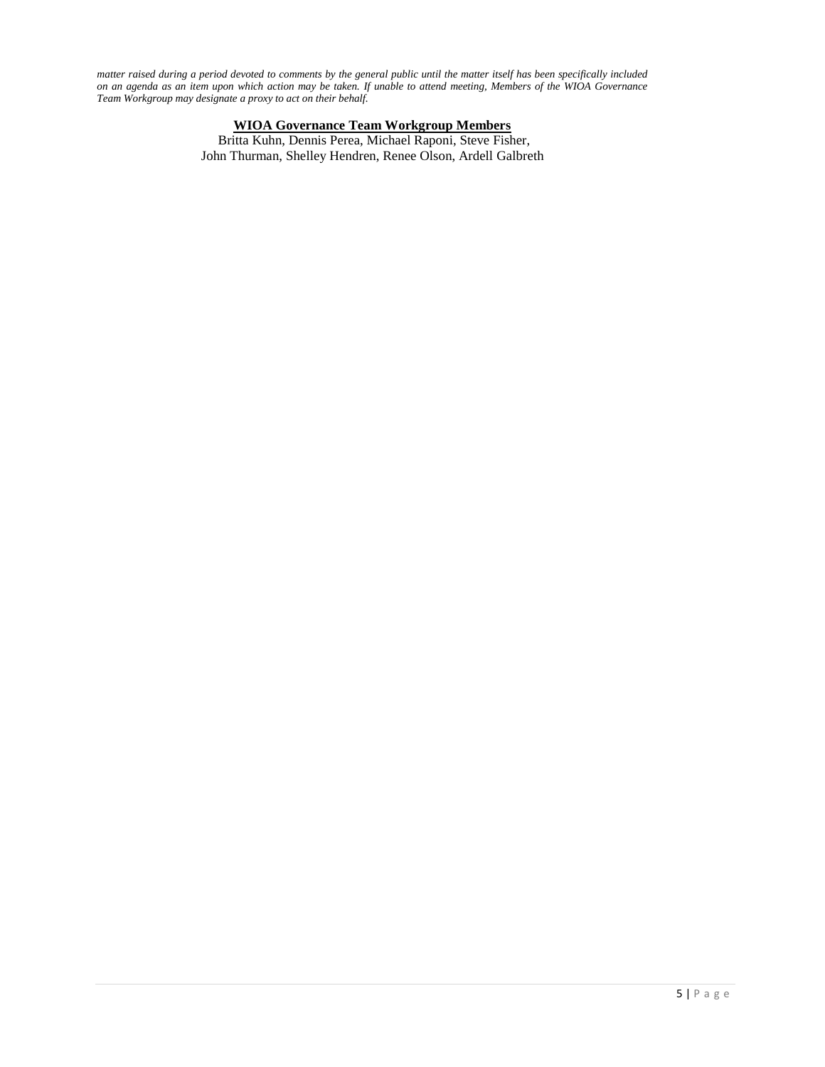*matter raised during a period devoted to comments by the general public until the matter itself has been specifically included on an agenda as an item upon which action may be taken. If unable to attend meeting, Members of the WIOA Governance Team Workgroup may designate a proxy to act on their behalf.*

**WIOA Governance Team Workgroup Members**

Britta Kuhn, Dennis Perea, Michael Raponi, Steve Fisher,
John Thurman, Shelley Hendren, Renee Olson, Ardell Galbreth